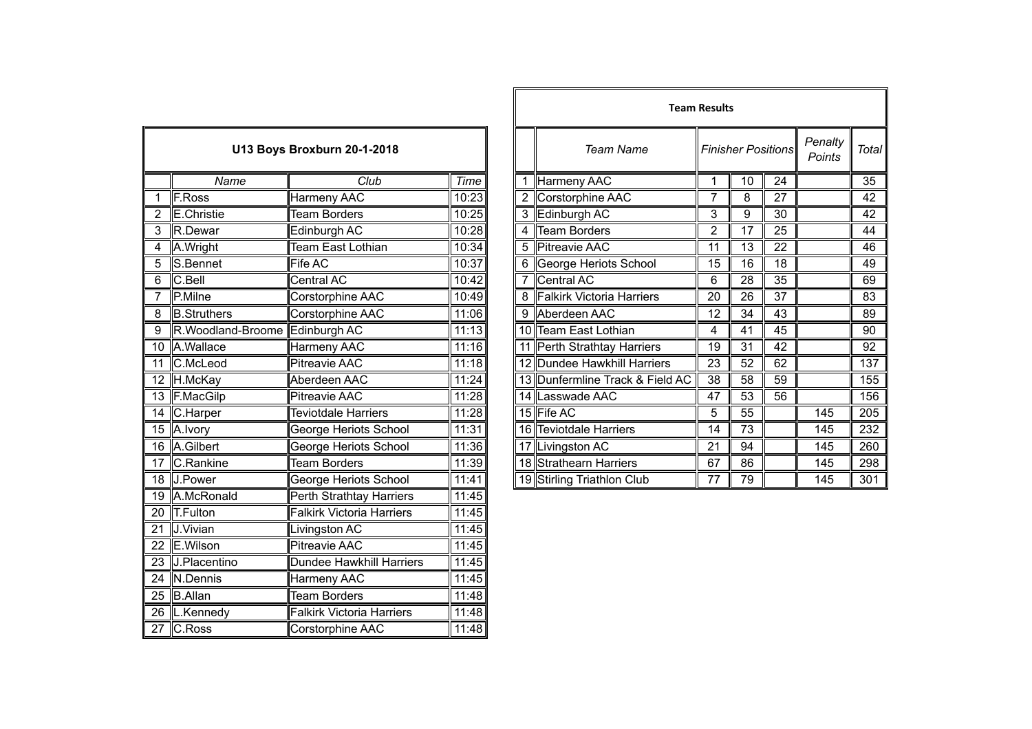## U13 Boys Broxburn 20-1-2018

| | Name | Club | Time |
|---|---|---|---|
| 1 | F.Ross | Harmeny AAC | 10:23 |
| 2 | E.Christie | Team Borders | 10:25 |
| 3 | R.Dewar | Edinburgh AC | 10:28 |
| 4 | A.Wright | Team East Lothian | 10:34 |
| 5 | S.Bennet | Fife AC | 10:37 |
| 6 | C.Bell | Central AC | 10:42 |
| 7 | P.Milne | Corstorphine AAC | 10:49 |
| 8 | B.Struthers | Corstorphine AAC | 11:06 |
| 9 | R.Woodland-Broome | Edinburgh AC | 11:13 |
| 10 | A.Wallace | Harmeny AAC | 11:16 |
| 11 | C.McLeod | Pitreavie AAC | 11:18 |
| 12 | H.McKay | Aberdeen AAC | 11:24 |
| 13 | F.MacGilp | Pitreavie AAC | 11:28 |
| 14 | C.Harper | Teviotdale Harriers | 11:28 |
| 15 | A.Ivory | George Heriots School | 11:31 |
| 16 | A.Gilbert | George Heriots School | 11:36 |
| 17 | C.Rankine | Team Borders | 11:39 |
| 18 | J.Power | George Heriots School | 11:41 |
| 19 | A.McRonald | Perth Strathtay Harriers | 11:45 |
| 20 | T.Fulton | Falkirk Victoria Harriers | 11:45 |
| 21 | J.Vivian | Livingston AC | 11:45 |
| 22 | E.Wilson | Pitreavie AAC | 11:45 |
| 23 | J.Placentino | Dundee Hawkhill Harriers | 11:45 |
| 24 | N.Dennis | Harmeny AAC | 11:45 |
| 25 | B.Allan | Team Borders | 11:48 |
| 26 | L.Kennedy | Falkirk Victoria Harriers | 11:48 |
| 27 | C.Ross | Corstorphine AAC | 11:48 |

## Team Results

| | Team Name | Finisher Positions | | | Penalty Points | Total |
|---|---|---|---|---|---|---|
| 1 | Harmeny AAC | 1 | 10 | 24 | | 35 |
| 2 | Corstorphine AAC | 7 | 8 | 27 | | 42 |
| 3 | Edinburgh AC | 3 | 9 | 30 | | 42 |
| 4 | Team Borders | 2 | 17 | 25 | | 44 |
| 5 | Pitreavie AAC | 11 | 13 | 22 | | 46 |
| 6 | George Heriots School | 15 | 16 | 18 | | 49 |
| 7 | Central AC | 6 | 28 | 35 | | 69 |
| 8 | Falkirk Victoria Harriers | 20 | 26 | 37 | | 83 |
| 9 | Aberdeen AAC | 12 | 34 | 43 | | 89 |
| 10 | Team East Lothian | 4 | 41 | 45 | | 90 |
| 11 | Perth Strathtay Harriers | 19 | 31 | 42 | | 92 |
| 12 | Dundee Hawkhill Harriers | 23 | 52 | 62 | | 137 |
| 13 | Dunfermline Track & Field AC | 38 | 58 | 59 | | 155 |
| 14 | Lasswade AAC | 47 | 53 | 56 | | 156 |
| 15 | Fife AC | 5 | 55 | | 145 | 205 |
| 16 | Teviotdale Harriers | 14 | 73 | | 145 | 232 |
| 17 | Livingston AC | 21 | 94 | | 145 | 260 |
| 18 | Strathearn Harriers | 67 | 86 | | 145 | 298 |
| 19 | Stirling Triathlon Club | 77 | 79 | | 145 | 301 |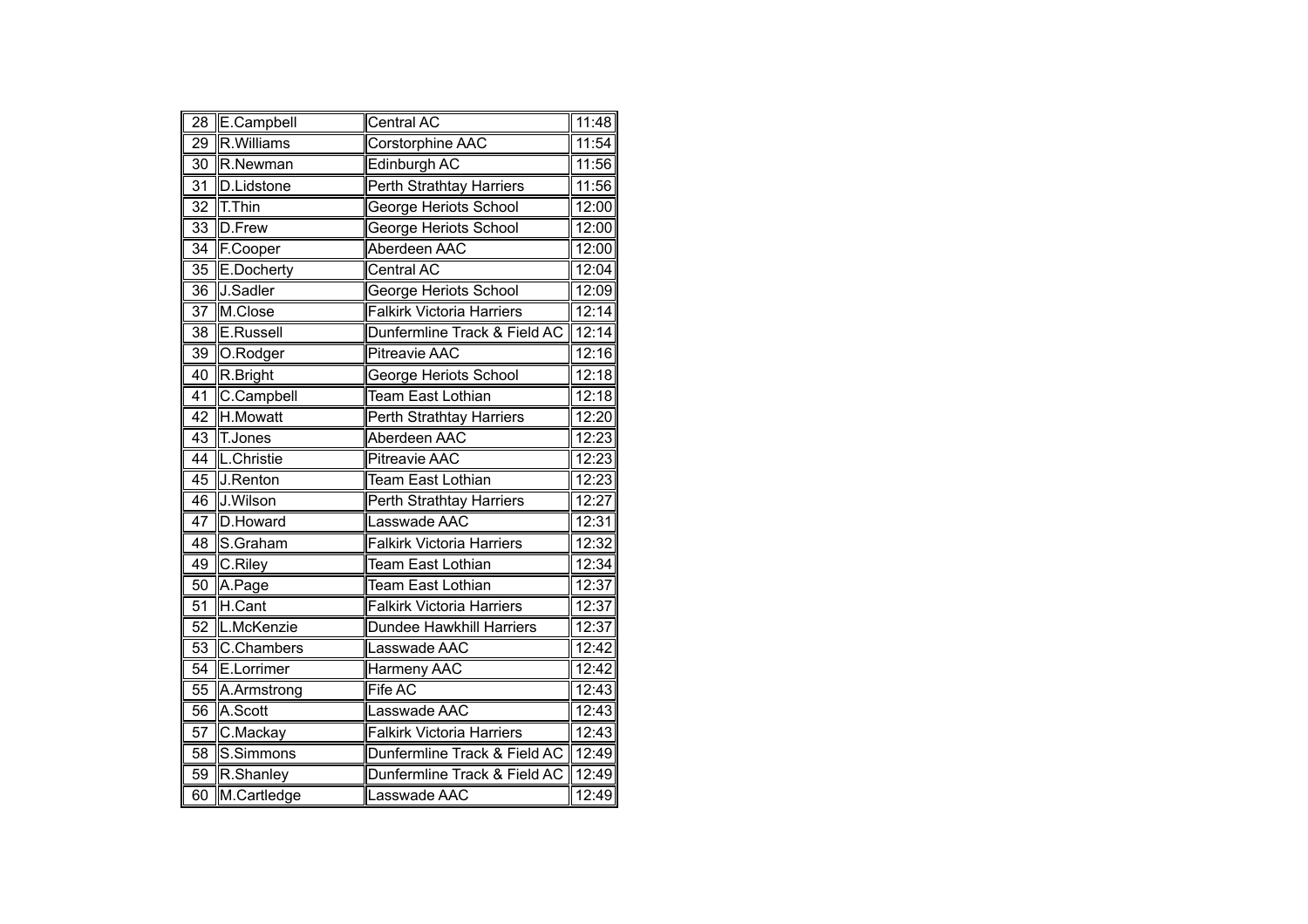| 28 | E.Campbell | Central AC | 11:48 |
|---|---|---|---|
| 29 | R.Williams | Corstorphine AAC | 11:54 |
| 30 | R.Newman | Edinburgh AC | 11:56 |
| 31 | D.Lidstone | Perth Strathtay Harriers | 11:56 |
| 32 | T.Thin | George Heriots School | 12:00 |
| 33 | D.Frew | George Heriots School | 12:00 |
| 34 | F.Cooper | Aberdeen AAC | 12:00 |
| 35 | E.Docherty | Central AC | 12:04 |
| 36 | J.Sadler | George Heriots School | 12:09 |
| 37 | M.Close | Falkirk Victoria Harriers | 12:14 |
| 38 | E.Russell | Dunfermline Track & Field AC | 12:14 |
| 39 | O.Rodger | Pitreavie AAC | 12:16 |
| 40 | R.Bright | George Heriots School | 12:18 |
| 41 | C.Campbell | Team East Lothian | 12:18 |
| 42 | H.Mowatt | Perth Strathtay Harriers | 12:20 |
| 43 | T.Jones | Aberdeen AAC | 12:23 |
| 44 | L.Christie | Pitreavie AAC | 12:23 |
| 45 | J.Renton | Team East Lothian | 12:23 |
| 46 | J.Wilson | Perth Strathtay Harriers | 12:27 |
| 47 | D.Howard | Lasswade AAC | 12:31 |
| 48 | S.Graham | Falkirk Victoria Harriers | 12:32 |
| 49 | C.Riley | Team East Lothian | 12:34 |
| 50 | A.Page | Team East Lothian | 12:37 |
| 51 | H.Cant | Falkirk Victoria Harriers | 12:37 |
| 52 | L.McKenzie | Dundee Hawkhill Harriers | 12:37 |
| 53 | C.Chambers | Lasswade AAC | 12:42 |
| 54 | E.Lorrimer | Harmeny AAC | 12:42 |
| 55 | A.Armstrong | Fife AC | 12:43 |
| 56 | A.Scott | Lasswade AAC | 12:43 |
| 57 | C.Mackay | Falkirk Victoria Harriers | 12:43 |
| 58 | S.Simmons | Dunfermline Track & Field AC | 12:49 |
| 59 | R.Shanley | Dunfermline Track & Field AC | 12:49 |
| 60 | M.Cartledge | Lasswade AAC | 12:49 |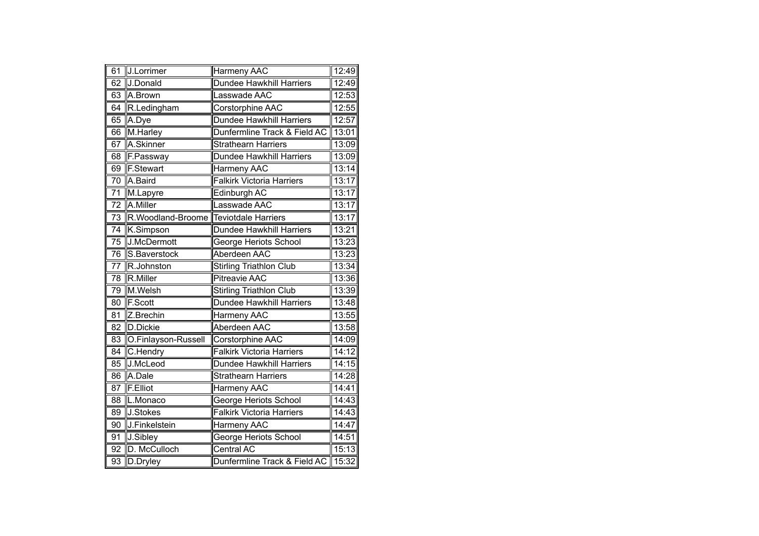| 61 | J.Lorrimer | Harmeny AAC | 12:49 |
|---|---|---|---|
| 62 | J.Donald | Dundee Hawkhill Harriers | 12:49 |
| 63 | A.Brown | Lasswade AAC | 12:53 |
| 64 | R.Ledingham | Corstorphine AAC | 12:55 |
| 65 | A.Dye | Dundee Hawkhill Harriers | 12:57 |
| 66 | M.Harley | Dunfermline Track & Field AC | 13:01 |
| 67 | A.Skinner | Strathearn Harriers | 13:09 |
| 68 | F.Passway | Dundee Hawkhill Harriers | 13:09 |
| 69 | F.Stewart | Harmeny AAC | 13:14 |
| 70 | A.Baird | Falkirk Victoria Harriers | 13:17 |
| 71 | M.Lapyre | Edinburgh AC | 13:17 |
| 72 | A.Miller | Lasswade AAC | 13:17 |
| 73 | R.Woodland-Broome | Teviotdale Harriers | 13:17 |
| 74 | K.Simpson | Dundee Hawkhill Harriers | 13:21 |
| 75 | J.McDermott | George Heriots School | 13:23 |
| 76 | S.Baverstock | Aberdeen AAC | 13:23 |
| 77 | R.Johnston | Stirling Triathlon Club | 13:34 |
| 78 | R.Miller | Pitreavie AAC | 13:36 |
| 79 | M.Welsh | Stirling Triathlon Club | 13:39 |
| 80 | F.Scott | Dundee Hawkhill Harriers | 13:48 |
| 81 | Z.Brechin | Harmeny AAC | 13:55 |
| 82 | D.Dickie | Aberdeen AAC | 13:58 |
| 83 | O.Finlayson-Russell | Corstorphine AAC | 14:09 |
| 84 | C.Hendry | Falkirk Victoria Harriers | 14:12 |
| 85 | J.McLeod | Dundee Hawkhill Harriers | 14:15 |
| 86 | A.Dale | Strathearn Harriers | 14:28 |
| 87 | F.Elliot | Harmeny AAC | 14:41 |
| 88 | L.Monaco | George Heriots School | 14:43 |
| 89 | J.Stokes | Falkirk Victoria Harriers | 14:43 |
| 90 | J.Finkelstein | Harmeny AAC | 14:47 |
| 91 | J.Sibley | George Heriots School | 14:51 |
| 92 | D. McCulloch | Central AC | 15:13 |
| 93 | D.Dryley | Dunfermline Track & Field AC | 15:32 |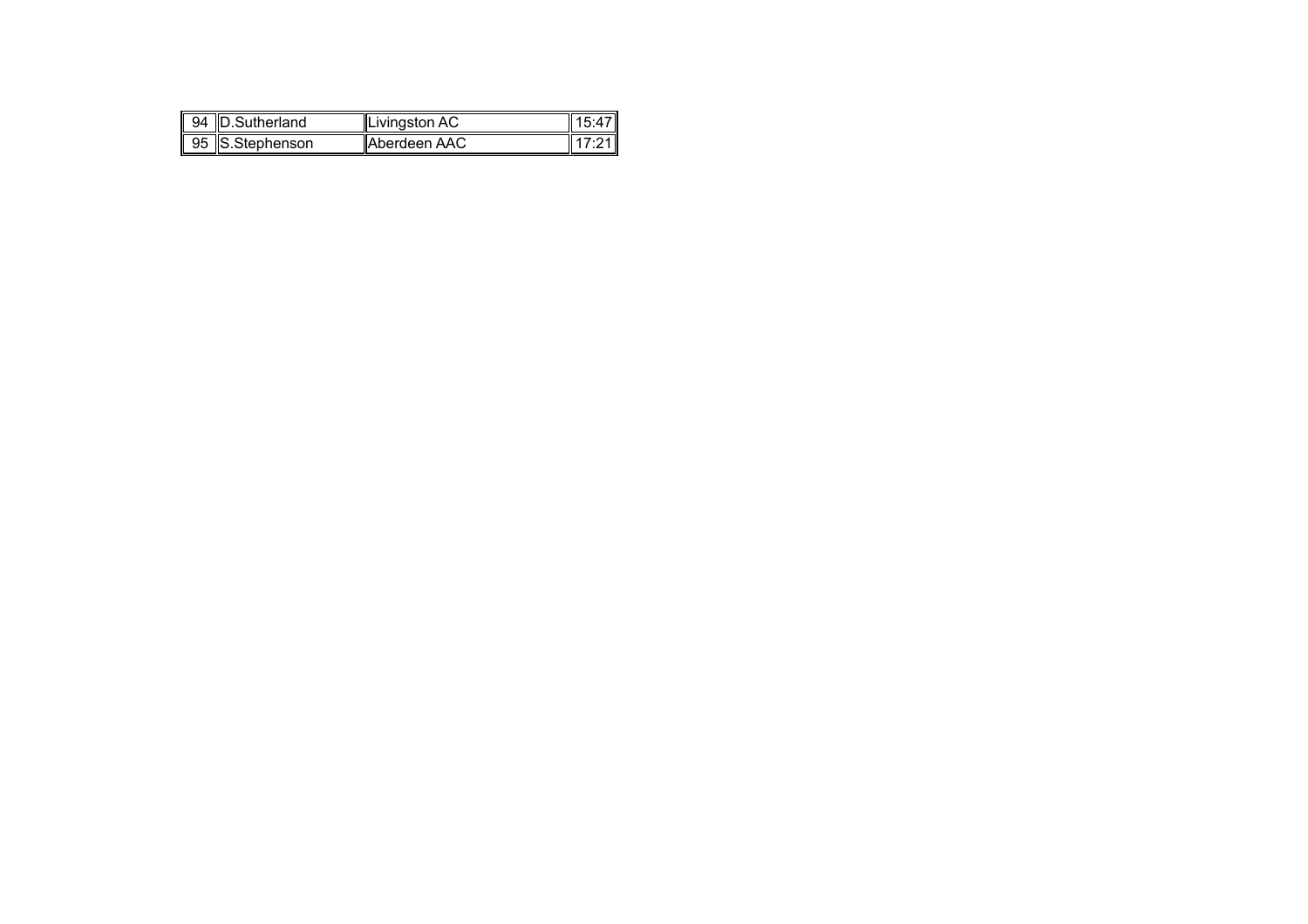| | | | |
|---|---|---|---|
| 94 | D.Sutherland | Livingston AC | 15:47 |
| 95 | S.Stephenson | Aberdeen AAC | 17:21 |